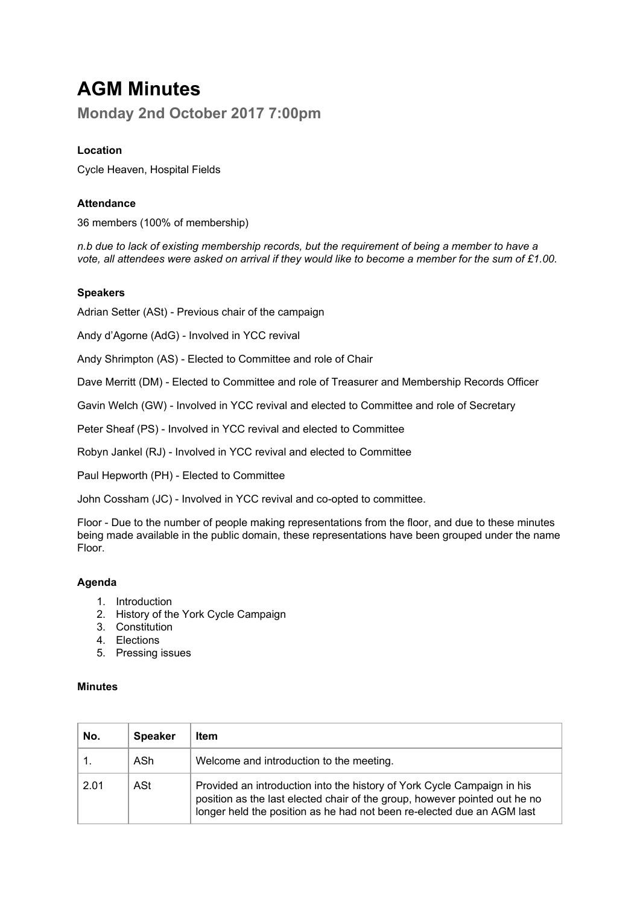# AGM Minutes

## Monday 2nd October 2017 7:00pm

**Location**

Cycle Heaven, Hospital Fields

**Attendance**

36 members (100% of membership)

*n.b due to lack of existing membership records, but the requirement of being a member to have a vote, all attendees were asked on arrival if they would like to become a member for the sum of £1.00.*

**Speakers**

Adrian Setter (ASt) - Previous chair of the campaign

Andy d'Agorne (AdG) - Involved in YCC revival

Andy Shrimpton (AS) - Elected to Committee and role of Chair

Dave Merritt (DM) - Elected to Committee and role of Treasurer and Membership Records Officer

Gavin Welch (GW) - Involved in YCC revival and elected to Committee and role of Secretary

Peter Sheaf (PS) - Involved in YCC revival and elected to Committee

Robyn Jankel (RJ) - Involved in YCC revival and elected to Committee

Paul Hepworth (PH) - Elected to Committee

John Cossham (JC) - Involved in YCC revival and co-opted to committee.

Floor - Due to the number of people making representations from the floor, and due to these minutes being made available in the public domain, these representations have been grouped under the name Floor.

**Agenda**

1. Introduction
2. History of the York Cycle Campaign
3. Constitution
4. Elections
5. Pressing issues

**Minutes**

| No. | Speaker | Item |
|---|---|---|
| 1. | ASh | Welcome and introduction to the meeting. |
| 2.01 | ASt | Provided an introduction into the history of York Cycle Campaign in his position as the last elected chair of the group, however pointed out he no longer held the position as he had not been re-elected due an AGM last |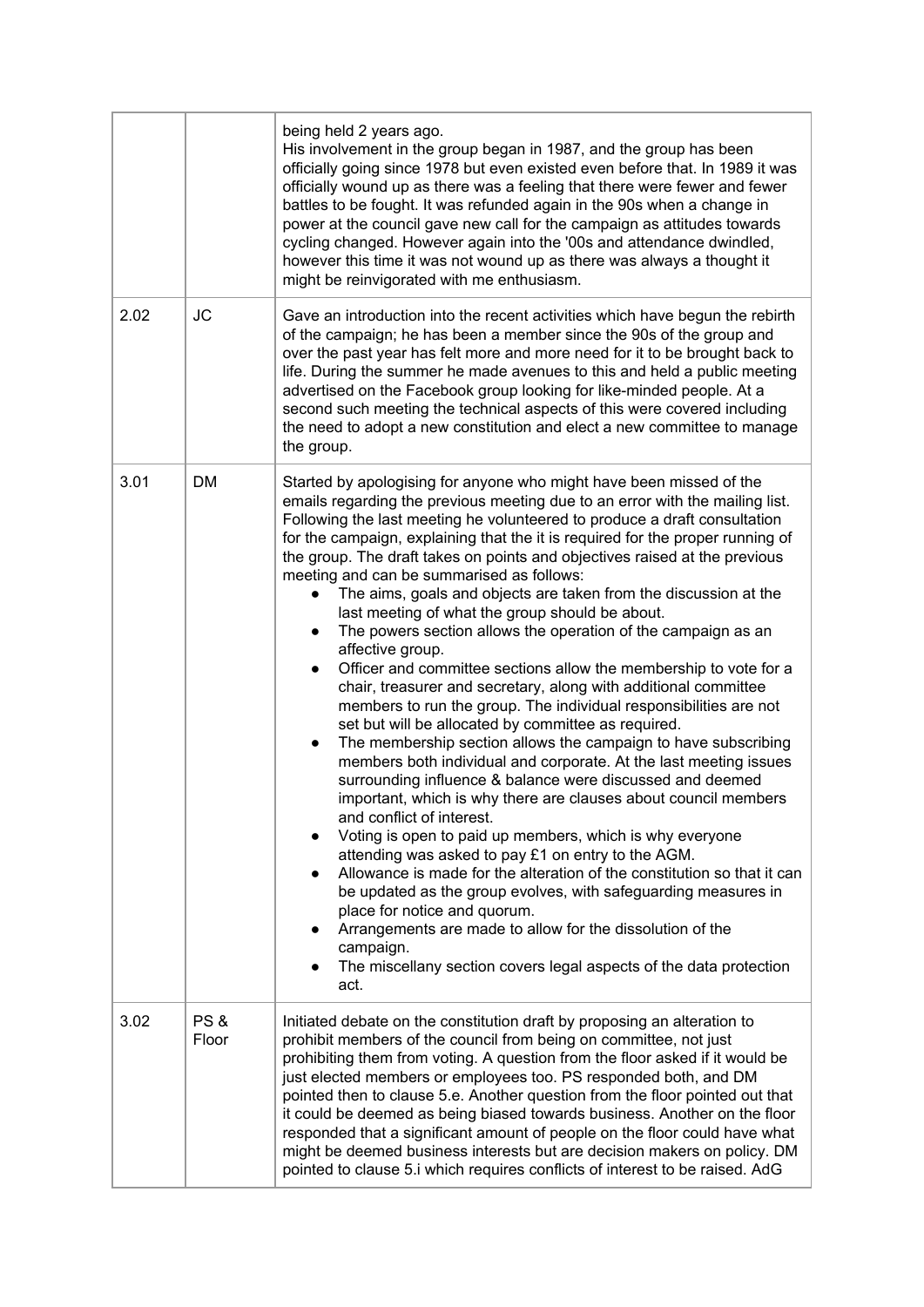| | | |
|---|---|---|
| | | being held 2 years ago.<br>His involvement in the group began in 1987, and the group has been officially going since 1978 but even existed even before that. In 1989 it was officially wound up as there was a feeling that there were fewer and fewer battles to be fought. It was refunded again in the 90s when a change in power at the council gave new call for the campaign as attitudes towards cycling changed. However again into the '00s and attendance dwindled, however this time it was not wound up as there was always a thought it might be reinvigorated with me enthusiasm. |
| 2.02 | JC | Gave an introduction into the recent activities which have begun the rebirth of the campaign; he has been a member since the 90s of the group and over the past year has felt more and more need for it to be brought back to life. During the summer he made avenues to this and held a public meeting advertised on the Facebook group looking for like-minded people. At a second such meeting the technical aspects of this were covered including the need to adopt a new constitution and elect a new committee to manage the group. |
| 3.01 | DM | Started by apologising for anyone who might have been missed of the emails regarding the previous meeting due to an error with the mailing list. Following the last meeting he volunteered to produce a draft consultation for the campaign, explaining that the it is required for the proper running of the group. The draft takes on points and objectives raised at the previous meeting and can be summarised as follows:<br>• The aims, goals and objects are taken from the discussion at the last meeting of what the group should be about.<br>• The powers section allows the operation of the campaign as an affective group.<br>• Officer and committee sections allow the membership to vote for a chair, treasurer and secretary, along with additional committee members to run the group. The individual responsibilities are not set but will be allocated by committee as required.<br>• The membership section allows the campaign to have subscribing members both individual and corporate. At the last meeting issues surrounding influence & balance were discussed and deemed important, which is why there are clauses about council members and conflict of interest.<br>• Voting is open to paid up members, which is why everyone attending was asked to pay £1 on entry to the AGM.<br>• Allowance is made for the alteration of the constitution so that it can be updated as the group evolves, with safeguarding measures in place for notice and quorum.<br>• Arrangements are made to allow for the dissolution of the campaign.<br>• The miscellany section covers legal aspects of the data protection act. |
| 3.02 | PS & Floor | Initiated debate on the constitution draft by proposing an alteration to prohibit members of the council from being on committee, not just prohibiting them from voting. A question from the floor asked if it would be just elected members or employees too. PS responded both, and DM pointed then to clause 5.e. Another question from the floor pointed out that it could be deemed as being biased towards business. Another on the floor responded that a significant amount of people on the floor could have what might be deemed business interests but are decision makers on policy. DM pointed to clause 5.i which requires conflicts of interest to be raised. AdG |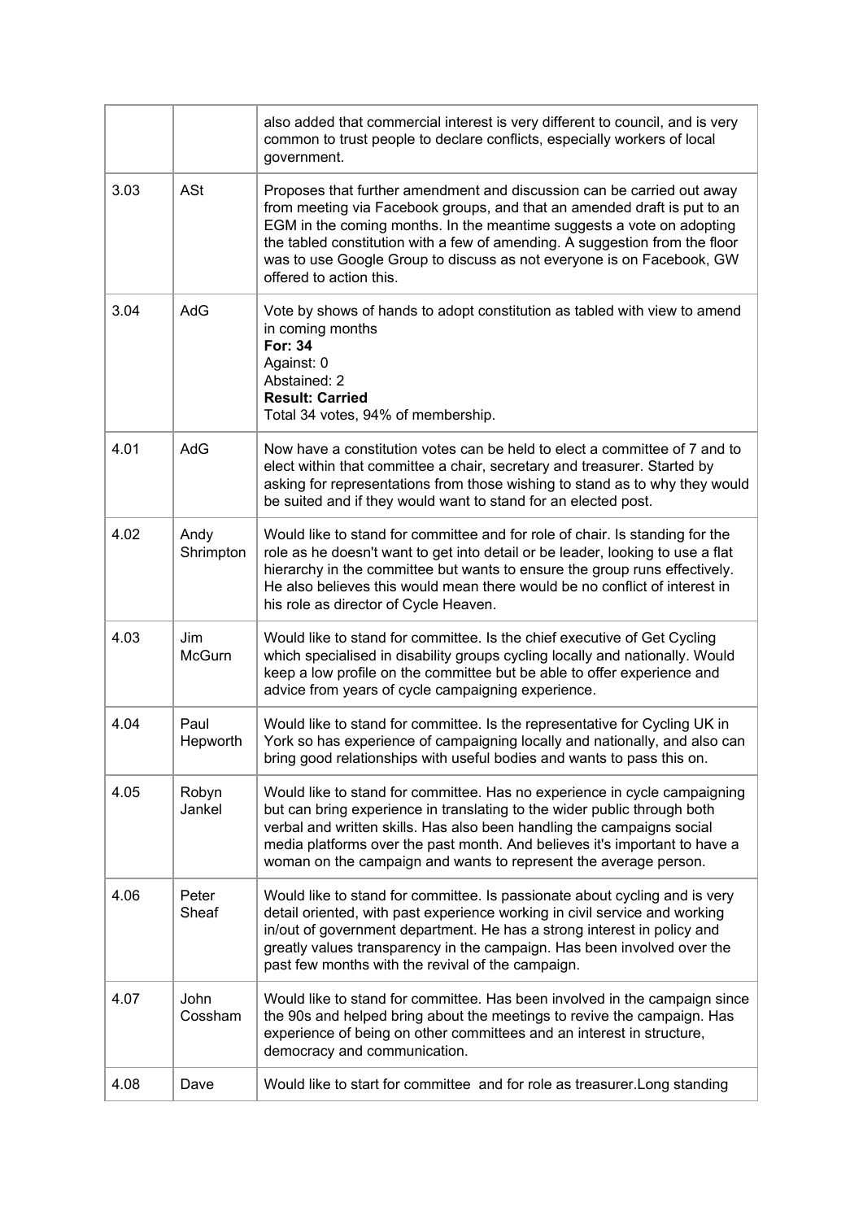| | | |
|---|---|---|
| | | also added that commercial interest is very different to council, and is very common to trust people to declare conflicts, especially workers of local government. |
| 3.03 | ASt | Proposes that further amendment and discussion can be carried out away from meeting via Facebook groups, and that an amended draft is put to an EGM in the coming months. In the meantime suggests a vote on adopting the tabled constitution with a few of amending. A suggestion from the floor was to use Google Group to discuss as not everyone is on Facebook, GW offered to action this. |
| 3.04 | AdG | Vote by shows of hands to adopt constitution as tabled with view to amend in coming months<br>**For: 34**<br>Against: 0<br>Abstained: 2<br>**Result: Carried**<br>Total 34 votes, 94% of membership. |
| 4.01 | AdG | Now have a constitution votes can be held to elect a committee of 7 and to elect within that committee a chair, secretary and treasurer. Started by asking for representations from those wishing to stand as to why they would be suited and if they would want to stand for an elected post. |
| 4.02 | Andy Shrimpton | Would like to stand for committee and for role of chair. Is standing for the role as he doesn't want to get into detail or be leader, looking to use a flat hierarchy in the committee but wants to ensure the group runs effectively. He also believes this would mean there would be no conflict of interest in his role as director of Cycle Heaven. |
| 4.03 | Jim McGurn | Would like to stand for committee. Is the chief executive of Get Cycling which specialised in disability groups cycling locally and nationally. Would keep a low profile on the committee but be able to offer experience and advice from years of cycle campaigning experience. |
| 4.04 | Paul Hepworth | Would like to stand for committee. Is the representative for Cycling UK in York so has experience of campaigning locally and nationally, and also can bring good relationships with useful bodies and wants to pass this on. |
| 4.05 | Robyn Jankel | Would like to stand for committee. Has no experience in cycle campaigning but can bring experience in translating to the wider public through both verbal and written skills. Has also been handling the campaigns social media platforms over the past month. And believes it's important to have a woman on the campaign and wants to represent the average person. |
| 4.06 | Peter Sheaf | Would like to stand for committee. Is passionate about cycling and is very detail oriented, with past experience working in civil service and working in/out of government department. He has a strong interest in policy and greatly values transparency in the campaign. Has been involved over the past few months with the revival of the campaign. |
| 4.07 | John Cossham | Would like to stand for committee. Has been involved in the campaign since the 90s and helped bring about the meetings to revive the campaign. Has experience of being on other committees and an interest in structure, democracy and communication. |
| 4.08 | Dave | Would like to start for committee and for role as treasurer.Long standing |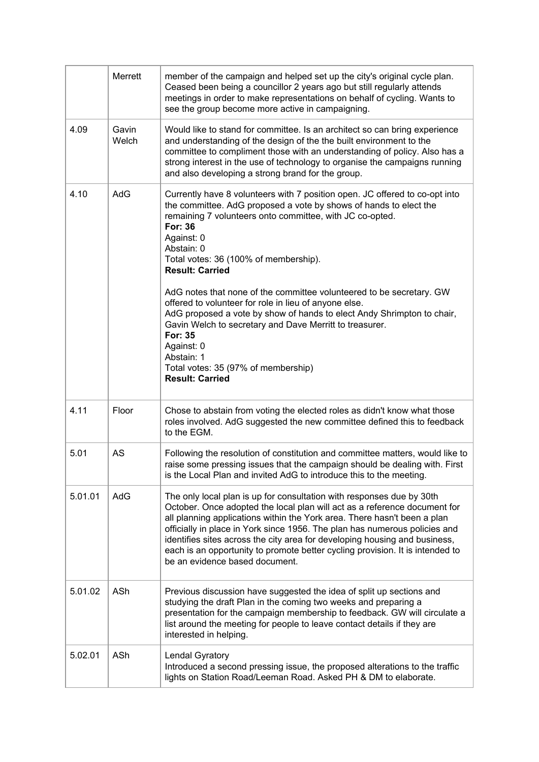| | | |
|---|---|---|
| | Merrett | member of the campaign and helped set up the city's original cycle plan. Ceased been being a councillor 2 years ago but still regularly attends meetings in order to make representations on behalf of cycling. Wants to see the group become more active in campaigning. |
| 4.09 | Gavin Welch | Would like to stand for committee. Is an architect so can bring experience and understanding of the design of the the built environment to the committee to compliment those with an understanding of policy. Also has a strong interest in the use of technology to organise the campaigns running and also developing a strong brand for the group. |
| 4.10 | AdG | Currently have 8 volunteers with 7 position open. JC offered to co-opt into the committee. AdG proposed a vote by shows of hands to elect the remaining 7 volunteers onto committee, with JC co-opted.<br>**For: 36**<br>Against: 0<br>Abstain: 0<br>Total votes: 36 (100% of membership).<br>**Result: Carried**<br><br>AdG notes that none of the committee volunteered to be secretary. GW offered to volunteer for role in lieu of anyone else.<br>AdG proposed a vote by show of hands to elect Andy Shrimpton to chair, Gavin Welch to secretary and Dave Merritt to treasurer.<br>**For: 35**<br>Against: 0<br>Abstain: 1<br>Total votes: 35 (97% of membership)<br>**Result: Carried** |
| 4.11 | Floor | Chose to abstain from voting the elected roles as didn't know what those roles involved. AdG suggested the new committee defined this to feedback to the EGM. |
| 5.01 | AS | Following the resolution of constitution and committee matters, would like to raise some pressing issues that the campaign should be dealing with. First is the Local Plan and invited AdG to introduce this to the meeting. |
| 5.01.01 | AdG | The only local plan is up for consultation with responses due by 30th October. Once adopted the local plan will act as a reference document for all planning applications within the York area. There hasn't been a plan officially in place in York since 1956. The plan has numerous policies and identifies sites across the city area for developing housing and business, each is an opportunity to promote better cycling provision. It is intended to be an evidence based document. |
| 5.01.02 | ASh | Previous discussion have suggested the idea of split up sections and studying the draft Plan in the coming two weeks and preparing a presentation for the campaign membership to feedback. GW will circulate a list around the meeting for people to leave contact details if they are interested in helping. |
| 5.02.01 | ASh | Lendal Gyratory<br>Introduced a second pressing issue, the proposed alterations to the traffic lights on Station Road/Leeman Road. Asked PH & DM to elaborate. |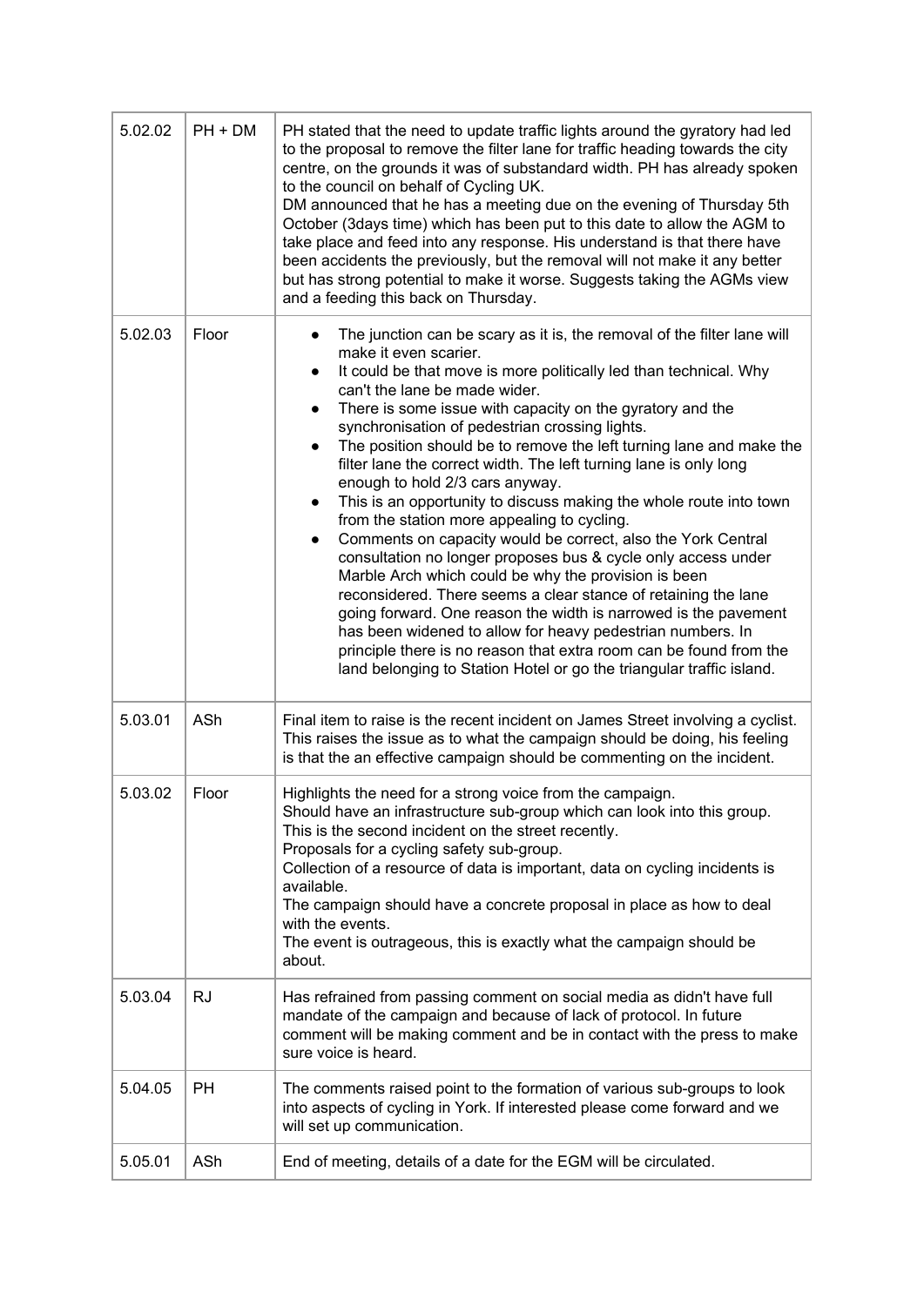| | | |
|---|---|---|
| 5.02.02 | PH + DM | PH stated that the need to update traffic lights around the gyratory had led to the proposal to remove the filter lane for traffic heading towards the city centre, on the grounds it was of substandard width. PH has already spoken to the council on behalf of Cycling UK.<br>DM announced that he has a meeting due on the evening of Thursday 5th October (3days time) which has been put to this date to allow the AGM to take place and feed into any response. His understand is that there have been accidents the previously, but the removal will not make it any better but has strong potential to make it worse. Suggests taking the AGMs view and a feeding this back on Thursday. |
| 5.02.03 | Floor | • The junction can be scary as it is, the removal of the filter lane will make it even scarier.<br>• It could be that move is more politically led than technical. Why can't the lane be made wider.<br>• There is some issue with capacity on the gyratory and the synchronisation of pedestrian crossing lights.<br>• The position should be to remove the left turning lane and make the filter lane the correct width. The left turning lane is only long enough to hold 2/3 cars anyway.<br>• This is an opportunity to discuss making the whole route into town from the station more appealing to cycling.<br>• Comments on capacity would be correct, also the York Central consultation no longer proposes bus & cycle only access under Marble Arch which could be why the provision is been reconsidered. There seems a clear stance of retaining the lane going forward. One reason the width is narrowed is the pavement has been widened to allow for heavy pedestrian numbers. In principle there is no reason that extra room can be found from the land belonging to Station Hotel or go the triangular traffic island. |
| 5.03.01 | ASh | Final item to raise is the recent incident on James Street involving a cyclist. This raises the issue as to what the campaign should be doing, his feeling is that the an effective campaign should be commenting on the incident. |
| 5.03.02 | Floor | Highlights the need for a strong voice from the campaign.<br>Should have an infrastructure sub-group which can look into this group.<br>This is the second incident on the street recently.<br>Proposals for a cycling safety sub-group.<br>Collection of a resource of data is important, data on cycling incidents is available.<br>The campaign should have a concrete proposal in place as how to deal with the events.<br>The event is outrageous, this is exactly what the campaign should be about. |
| 5.03.04 | RJ | Has refrained from passing comment on social media as didn't have full mandate of the campaign and because of lack of protocol. In future comment will be making comment and be in contact with the press to make sure voice is heard. |
| 5.04.05 | PH | The comments raised point to the formation of various sub-groups to look into aspects of cycling in York. If interested please come forward and we will set up communication. |
| 5.05.01 | ASh | End of meeting, details of a date for the EGM will be circulated. |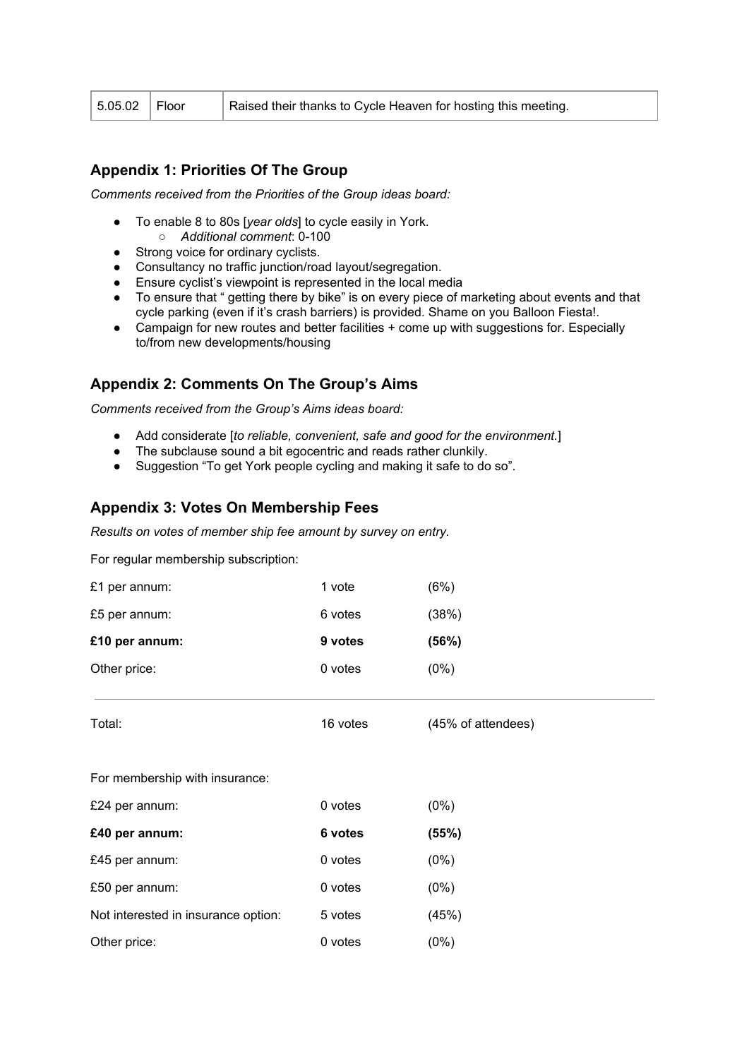| 5.05.02 | Floor | Raised their thanks to Cycle Heaven for hosting this meeting. |
|---|---|---|

## Appendix 1: Priorities Of The Group

*Comments received from the Priorities of the Group ideas board:*

- To enable 8 to 80s [*year olds*] to cycle easily in York.
  - *Additional comment*: 0-100
- Strong voice for ordinary cyclists.
- Consultancy no traffic junction/road layout/segregation.
- Ensure cyclist's viewpoint is represented in the local media
- To ensure that " getting there by bike" is on every piece of marketing about events and that cycle parking (even if it's crash barriers) is provided. Shame on you Balloon Fiesta!.
- Campaign for new routes and better facilities + come up with suggestions for. Especially to/from new developments/housing

## Appendix 2: Comments On The Group's Aims

*Comments received from the Group's Aims ideas board:*

- Add considerate [*to reliable, convenient, safe and good for the environment.*]
- The subclause sound a bit egocentric and reads rather clunkily.
- Suggestion "To get York people cycling and making it safe to do so".

## Appendix 3: Votes On Membership Fees

*Results on votes of member ship fee amount by survey on entry.*

For regular membership subscription:

| | | |
|---|---|---|
| £1 per annum: | 1 vote | (6%) |
| £5 per annum: | 6 votes | (38%) |
| **£10 per annum:** | **9 votes** | **(56%)** |
| Other price: | 0 votes | (0%) |
| Total: | 16 votes | (45% of attendees) |

For membership with insurance:

| | | |
|---|---|---|
| £24 per annum: | 0 votes | (0%) |
| **£40 per annum:** | **6 votes** | **(55%)** |
| £45 per annum: | 0 votes | (0%) |
| £50 per annum: | 0 votes | (0%) |
| Not interested in insurance option: | 5 votes | (45%) |
| Other price: | 0 votes | (0%) |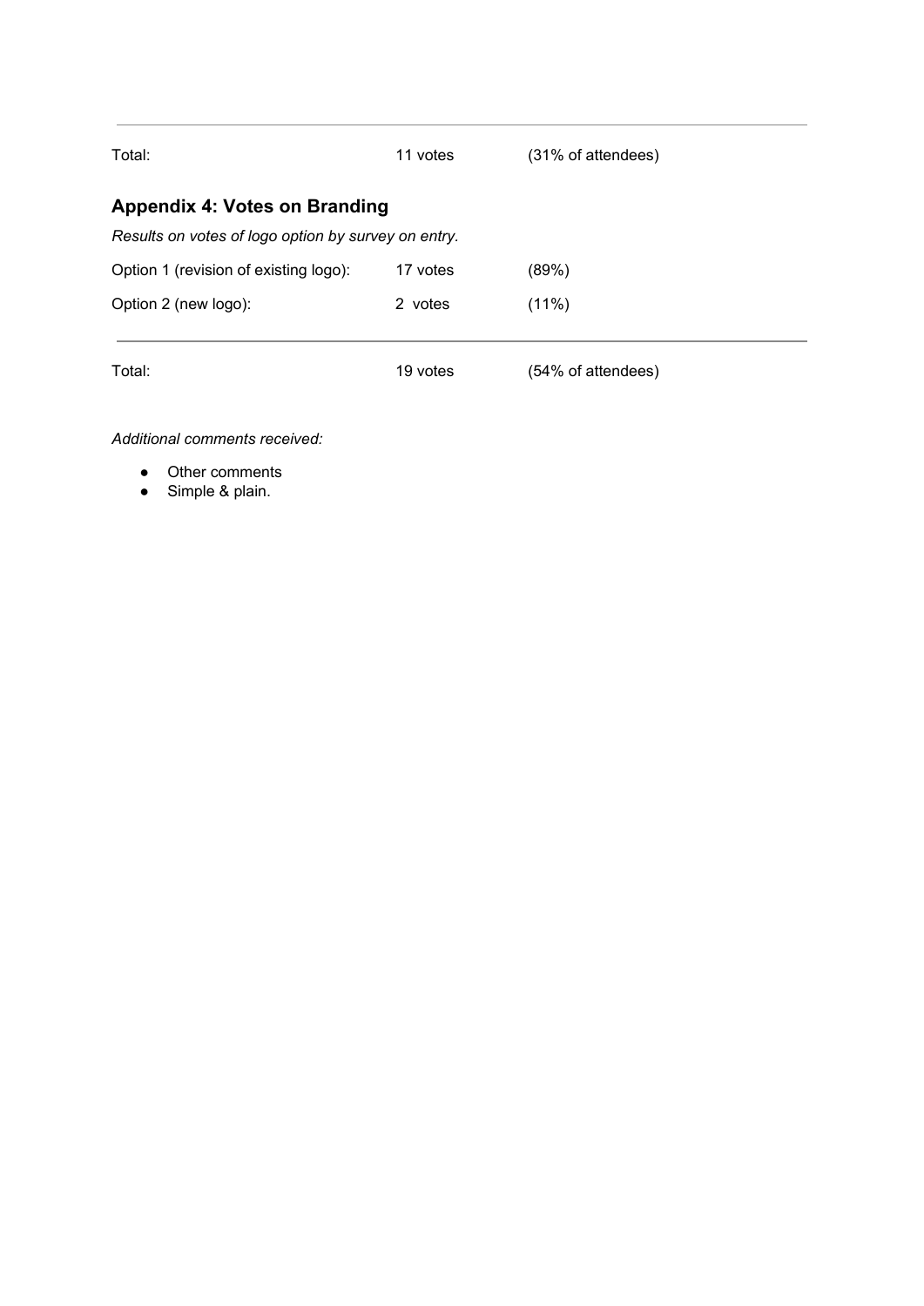| | | |
|---|---|---|
| Total: | 11 votes | (31% of attendees) |

## Appendix 4: Votes on Branding

*Results on votes of logo option by survey on entry.*

| | | |
|---|---|---|
| Option 1 (revision of existing logo): | 17 votes | (89%) |
| Option 2 (new logo): | 2 votes | (11%) |
| Total: | 19 votes | (54% of attendees) |

*Additional comments received:*

- Other comments
- Simple & plain.